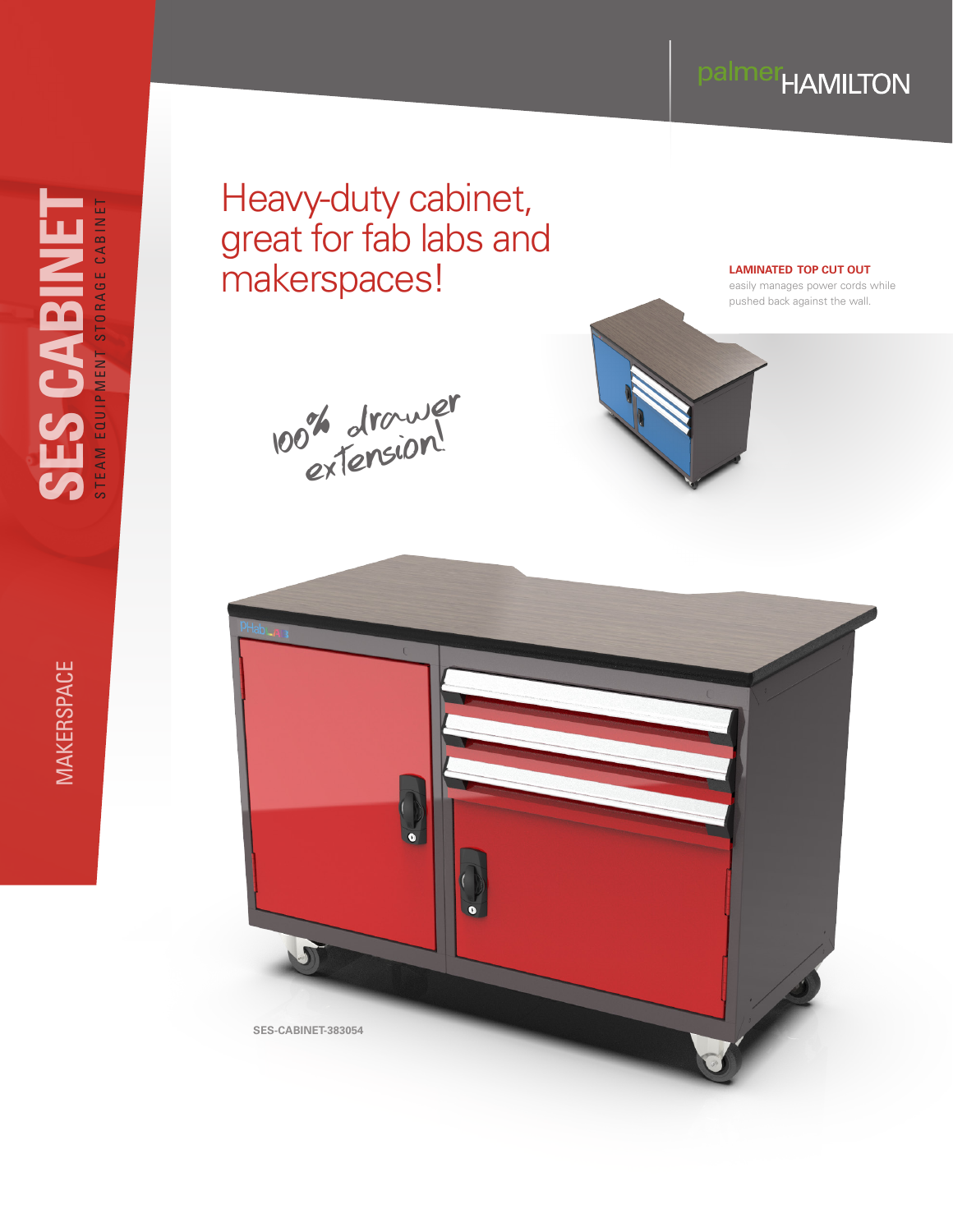# SES CABINET

STEAM EQUIPMENT STORAGE CABINET

MAKERSPACE

palmer HAMILTON

## Heavy-duty cabinet, great for fab labs and makerspaces!

**LAMINATED TOP CUT OUT**
easily manages power cords while pushed back against the wall.

100% drawer extension!

SES-CABINET-383054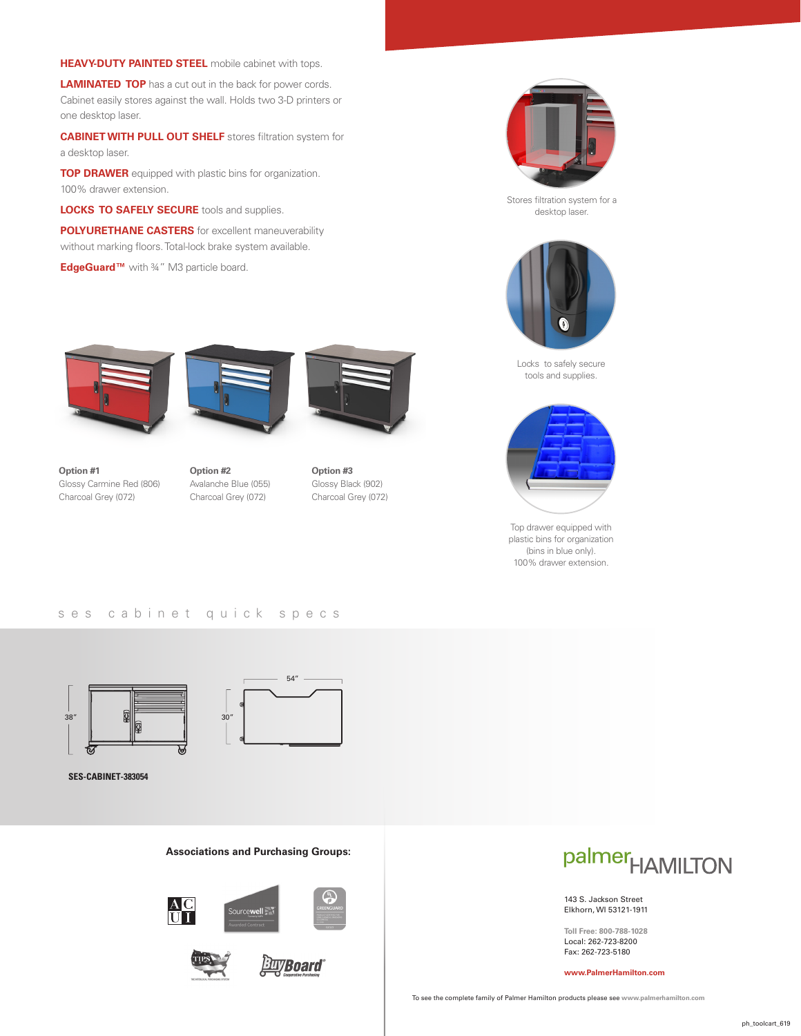**HEAVY-DUTY PAINTED STEEL** mobile cabinet with tops.

**LAMINATED TOP** has a cut out in the back for power cords. Cabinet easily stores against the wall. Holds two 3-D printers or one desktop laser.

**CABINET WITH PULL OUT SHELF** stores filtration system for a desktop laser.

**TOP DRAWER** equipped with plastic bins for organization. 100% drawer extension.

**LOCKS TO SAFELY SECURE** tools and supplies.

**POLYURETHANE CASTERS** for excellent maneuverability without marking floors. Total-lock brake system available.

**EdgeGuard™** with ¾" M3 particle board.

Stores filtration system for a desktop laser.

Locks to safely secure tools and supplies.

Top drawer equipped with plastic bins for organization (bins in blue only). 100% drawer extension.

**Option #1**
Glossy Carmine Red (806)
Charcoal Grey (072)

**Option #2**
Avalanche Blue (055)
Charcoal Grey (072)

**Option #3**
Glossy Black (902)
Charcoal Grey (072)

## ses cabinet quick specs

38"

54"

30"

**SES-CABINET-383054**

**Associations and Purchasing Groups:**

palmer HAMILTON

143 S. Jackson Street
Elkhorn, WI 53121-1911

Toll Free: 800-788-1028
Local: 262-723-8200
Fax: 262-723-5180

**www.PalmerHamilton.com**

To see the complete family of Palmer Hamilton products please see www.palmerhamilton.com

ph_toolcart_619